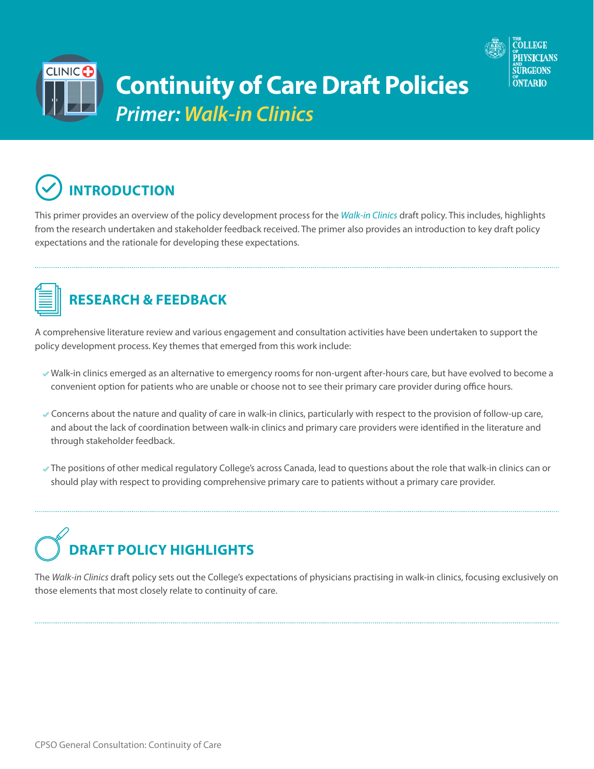# Continuity of Care Draft Policies

## *Primer: Walk-in Clinics*

## INTRODUCTION

This primer provides an overview of the policy development process for the *Walk-in Clinics* draft policy. This includes, highlights from the research undertaken and stakeholder feedback received. The primer also provides an introduction to key draft policy expectations and the rationale for developing these expectations.

## RESEARCH & FEEDBACK

A comprehensive literature review and various engagement and consultation activities have been undertaken to support the policy development process. Key themes that emerged from this work include:

- Walk-in clinics emerged as an alternative to emergency rooms for non-urgent after-hours care, but have evolved to become a convenient option for patients who are unable or choose not to see their primary care provider during office hours.
- Concerns about the nature and quality of care in walk-in clinics, particularly with respect to the provision of follow-up care, and about the lack of coordination between walk-in clinics and primary care providers were identified in the literature and through stakeholder feedback.
- The positions of other medical regulatory College's across Canada, lead to questions about the role that walk-in clinics can or should play with respect to providing comprehensive primary care to patients without a primary care provider.

## DRAFT POLICY HIGHLIGHTS

The *Walk-in Clinics* draft policy sets out the College's expectations of physicians practising in walk-in clinics, focusing exclusively on those elements that most closely relate to continuity of care.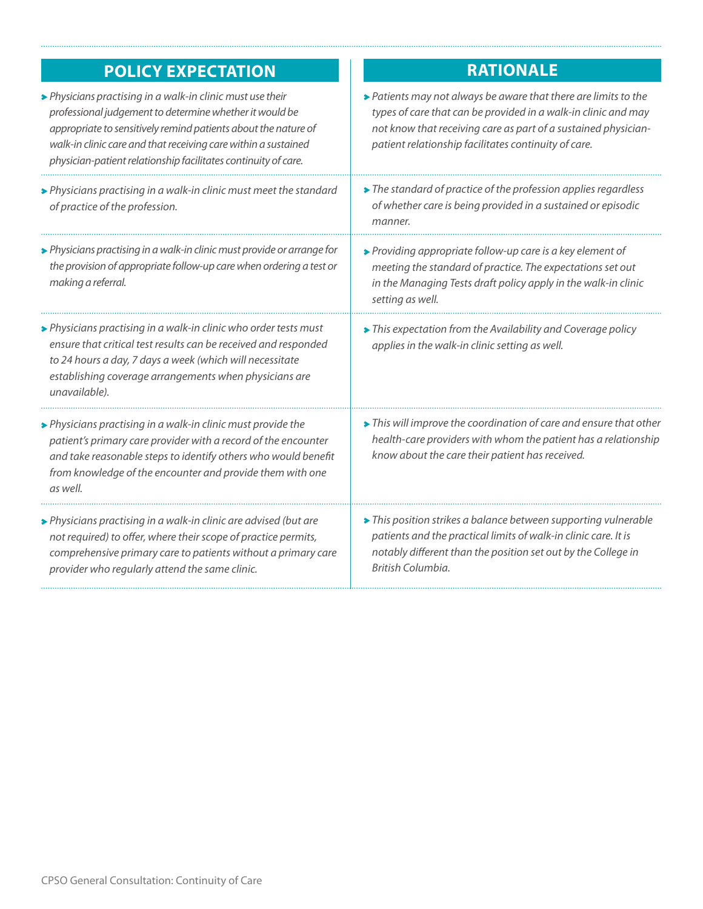| POLICY EXPECTATION | RATIONALE |
| --- | --- |
| *Physicians practising in a walk-in clinic must use their professional judgement to determine whether it would be appropriate to sensitively remind patients about the nature of walk-in clinic care and that receiving care within a sustained physician-patient relationship facilitates continuity of care.* | *Patients may not always be aware that there are limits to the types of care that can be provided in a walk-in clinic and may not know that receiving care as part of a sustained physician-patient relationship facilitates continuity of care.* |
| *Physicians practising in a walk-in clinic must meet the standard of practice of the profession.* | *The standard of practice of the profession applies regardless of whether care is being provided in a sustained or episodic manner.* |
| *Physicians practising in a walk-in clinic must provide or arrange for the provision of appropriate follow-up care when ordering a test or making a referral.* | *Providing appropriate follow-up care is a key element of meeting the standard of practice. The expectations set out in the Managing Tests draft policy apply in the walk-in clinic setting as well.* |
| *Physicians practising in a walk-in clinic who order tests must ensure that critical test results can be received and responded to 24 hours a day, 7 days a week (which will necessitate establishing coverage arrangements when physicians are unavailable).* | *This expectation from the Availability and Coverage policy applies in the walk-in clinic setting as well.* |
| *Physicians practising in a walk-in clinic must provide the patient's primary care provider with a record of the encounter and take reasonable steps to identify others who would benefit from knowledge of the encounter and provide them with one as well.* | *This will improve the coordination of care and ensure that other health-care providers with whom the patient has a relationship know about the care their patient has received.* |
| *Physicians practising in a walk-in clinic are advised (but are not required) to offer, where their scope of practice permits, comprehensive primary care to patients without a primary care provider who regularly attend the same clinic.* | *This position strikes a balance between supporting vulnerable patients and the practical limits of walk-in clinic care. It is notably different than the position set out by the College in British Columbia.* |